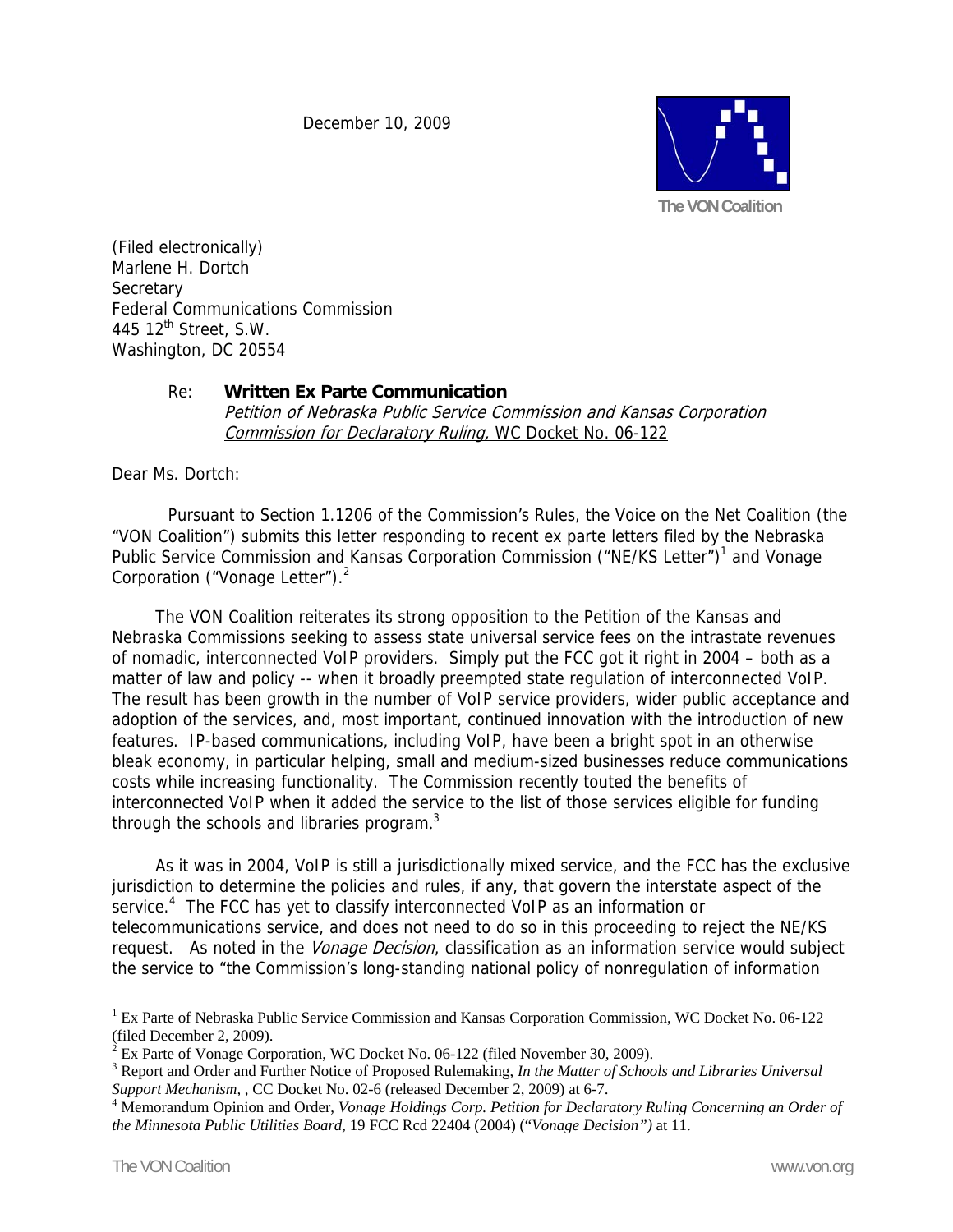December 10, 2009

The VON Coalition

(Filed electronically)
Marlene H. Dortch
Secretary
Federal Communications Commission
445 12th Street, S.W.
Washington, DC 20554

Re: **Written Ex Parte Communication**
*Petition of Nebraska Public Service Commission and Kansas Corporation Commission for Declaratory Ruling,* WC Docket No. 06-122

Dear Ms. Dortch:

Pursuant to Section 1.1206 of the Commission's Rules, the Voice on the Net Coalition (the "VON Coalition") submits this letter responding to recent ex parte letters filed by the Nebraska Public Service Commission and Kansas Corporation Commission ("NE/KS Letter")[1] and Vonage Corporation ("Vonage Letter").[2]

The VON Coalition reiterates its strong opposition to the Petition of the Kansas and Nebraska Commissions seeking to assess state universal service fees on the intrastate revenues of nomadic, interconnected VoIP providers. Simply put the FCC got it right in 2004 – both as a matter of law and policy -- when it broadly preempted state regulation of interconnected VoIP. The result has been growth in the number of VoIP service providers, wider public acceptance and adoption of the services, and, most important, continued innovation with the introduction of new features. IP-based communications, including VoIP, have been a bright spot in an otherwise bleak economy, in particular helping, small and medium-sized businesses reduce communications costs while increasing functionality. The Commission recently touted the benefits of interconnected VoIP when it added the service to the list of those services eligible for funding through the schools and libraries program.[3]

As it was in 2004, VoIP is still a jurisdictionally mixed service, and the FCC has the exclusive jurisdiction to determine the policies and rules, if any, that govern the interstate aspect of the service.[4] The FCC has yet to classify interconnected VoIP as an information or telecommunications service, and does not need to do so in this proceeding to reject the NE/KS request. As noted in the *Vonage Decision*, classification as an information service would subject the service to "the Commission's long-standing national policy of nonregulation of information

---

[1] Ex Parte of Nebraska Public Service Commission and Kansas Corporation Commission, WC Docket No. 06-122 (filed December 2, 2009).

[2] Ex Parte of Vonage Corporation, WC Docket No. 06-122 (filed November 30, 2009).

[3] Report and Order and Further Notice of Proposed Rulemaking, *In the Matter of Schools and Libraries Universal Support Mechanism*, , CC Docket No. 02-6 (released December 2, 2009) at 6-7.

[4] Memorandum Opinion and Order, *Vonage Holdings Corp. Petition for Declaratory Ruling Concerning an Order of the Minnesota Public Utilities Board*, 19 FCC Rcd 22404 (2004) ("*Vonage Decision")* at 11.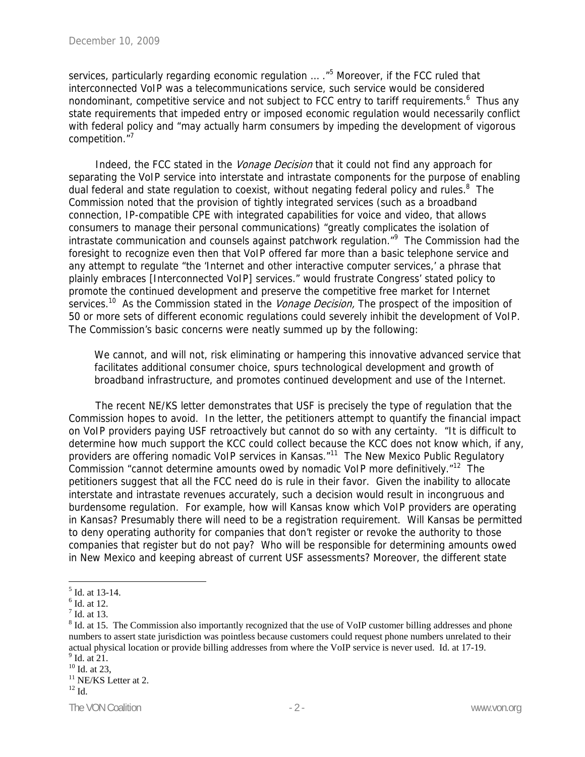services, particularly regarding economic regulation … ."[5] Moreover, if the FCC ruled that interconnected VoIP was a telecommunications service, such service would be considered nondominant, competitive service and not subject to FCC entry to tariff requirements.[6] Thus any state requirements that impeded entry or imposed economic regulation would necessarily conflict with federal policy and "may actually harm consumers by impeding the development of vigorous competition."[7]

Indeed, the FCC stated in the *Vonage Decision* that it could not find any approach for separating the VoIP service into interstate and intrastate components for the purpose of enabling dual federal and state regulation to coexist, without negating federal policy and rules.[8] The Commission noted that the provision of tightly integrated services (such as a broadband connection, IP-compatible CPE with integrated capabilities for voice and video, that allows consumers to manage their personal communications) "greatly complicates the isolation of intrastate communication and counsels against patchwork regulation."[9] The Commission had the foresight to recognize even then that VoIP offered far more than a basic telephone service and any attempt to regulate "the 'Internet and other interactive computer services,' a phrase that plainly embraces [Interconnected VoIP] services." would frustrate Congress' stated policy to promote the continued development and preserve the competitive free market for Internet services.[10] As the Commission stated in the *Vonage Decision,* The prospect of the imposition of 50 or more sets of different economic regulations could severely inhibit the development of VoIP. The Commission's basic concerns were neatly summed up by the following:

> We cannot, and will not, risk eliminating or hampering this innovative advanced service that facilitates additional consumer choice, spurs technological development and growth of broadband infrastructure, and promotes continued development and use of the Internet.

The recent NE/KS letter demonstrates that USF is precisely the type of regulation that the Commission hopes to avoid. In the letter, the petitioners attempt to quantify the financial impact on VoIP providers paying USF retroactively but cannot do so with any certainty. "It is difficult to determine how much support the KCC could collect because the KCC does not know which, if any, providers are offering nomadic VoIP services in Kansas."[11] The New Mexico Public Regulatory Commission "cannot determine amounts owed by nomadic VoIP more definitively."[12] The petitioners suggest that all the FCC need do is rule in their favor. Given the inability to allocate interstate and intrastate revenues accurately, such a decision would result in incongruous and burdensome regulation. For example, how will Kansas know which VoIP providers are operating in Kansas? Presumably there will need to be a registration requirement. Will Kansas be permitted to deny operating authority for companies that don't register or revoke the authority to those companies that register but do not pay? Who will be responsible for determining amounts owed in New Mexico and keeping abreast of current USF assessments? Moreover, the different state

---

[5] Id. at 13-14.

[6] Id. at 12.

[7] Id. at 13.

[8] Id. at 15. The Commission also importantly recognized that the use of VoIP customer billing addresses and phone numbers to assert state jurisdiction was pointless because customers could request phone numbers unrelated to their actual physical location or provide billing addresses from where the VoIP service is never used. Id. at 17-19.

[9] Id. at 21.

[10] Id. at 23,

[11] NE/KS Letter at 2.

[12] Id.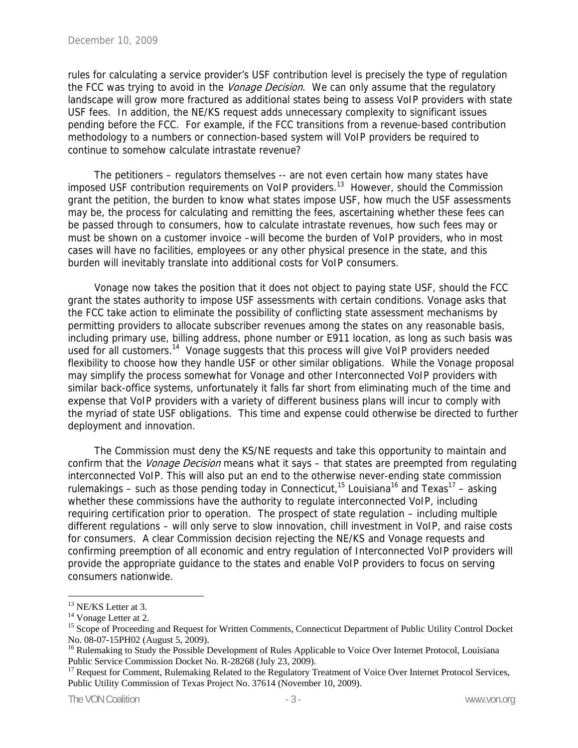rules for calculating a service provider's USF contribution level is precisely the type of regulation the FCC was trying to avoid in the *Vonage Decision*. We can only assume that the regulatory landscape will grow more fractured as additional states being to assess VoIP providers with state USF fees. In addition, the NE/KS request adds unnecessary complexity to significant issues pending before the FCC. For example, if the FCC transitions from a revenue-based contribution methodology to a numbers or connection-based system will VoIP providers be required to continue to somehow calculate intrastate revenue?

The petitioners – regulators themselves -- are not even certain how many states have imposed USF contribution requirements on VoIP providers.[13] However, should the Commission grant the petition, the burden to know what states impose USF, how much the USF assessments may be, the process for calculating and remitting the fees, ascertaining whether these fees can be passed through to consumers, how to calculate intrastate revenues, how such fees may or must be shown on a customer invoice –will become the burden of VoIP providers, who in most cases will have no facilities, employees or any other physical presence in the state, and this burden will inevitably translate into additional costs for VoIP consumers.

Vonage now takes the position that it does not object to paying state USF, should the FCC grant the states authority to impose USF assessments with certain conditions. Vonage asks that the FCC take action to eliminate the possibility of conflicting state assessment mechanisms by permitting providers to allocate subscriber revenues among the states on any reasonable basis, including primary use, billing address, phone number or E911 location, as long as such basis was used for all customers.[14] Vonage suggests that this process will give VoIP providers needed flexibility to choose how they handle USF or other similar obligations. While the Vonage proposal may simplify the process somewhat for Vonage and other Interconnected VoIP providers with similar back-office systems, unfortunately it falls far short from eliminating much of the time and expense that VoIP providers with a variety of different business plans will incur to comply with the myriad of state USF obligations. This time and expense could otherwise be directed to further deployment and innovation.

The Commission must deny the KS/NE requests and take this opportunity to maintain and confirm that the *Vonage Decision* means what it says – that states are preempted from regulating interconnected VoIP. This will also put an end to the otherwise never-ending state commission rulemakings – such as those pending today in Connecticut,[15] Louisiana[16] and Texas[17] – asking whether these commissions have the authority to regulate interconnected VoIP, including requiring certification prior to operation. The prospect of state regulation – including multiple different regulations – will only serve to slow innovation, chill investment in VoIP, and raise costs for consumers. A clear Commission decision rejecting the NE/KS and Vonage requests and confirming preemption of all economic and entry regulation of Interconnected VoIP providers will provide the appropriate guidance to the states and enable VoIP providers to focus on serving consumers nationwide.

---

[13] NE/KS Letter at 3.

[14] Vonage Letter at 2.

[15] Scope of Proceeding and Request for Written Comments, Connecticut Department of Public Utility Control Docket No. 08-07-15PH02 (August 5, 2009).

[16] Rulemaking to Study the Possible Development of Rules Applicable to Voice Over Internet Protocol, Louisiana Public Service Commission Docket No. R-28268 (July 23, 2009).

[17] Request for Comment, Rulemaking Related to the Regulatory Treatment of Voice Over Internet Protocol Services, Public Utility Commission of Texas Project No. 37614 (November 10, 2009).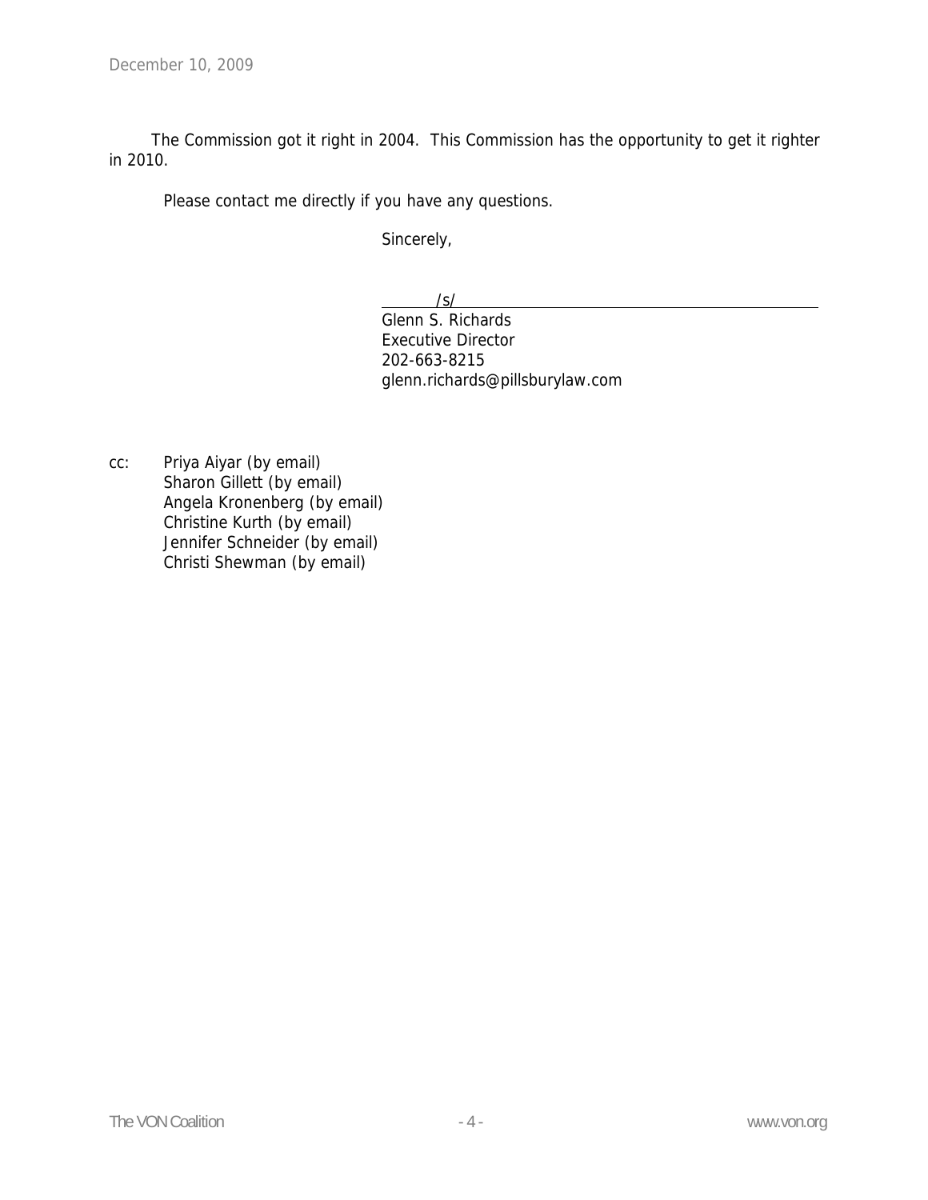The Commission got it right in 2004. This Commission has the opportunity to get it righter in 2010.

Please contact me directly if you have any questions.

Sincerely,

/s/

Glenn S. Richards
Executive Director
202-663-8215
glenn.richards@pillsburylaw.com

cc: Priya Aiyar (by email)
Sharon Gillett (by email)
Angela Kronenberg (by email)
Christine Kurth (by email)
Jennifer Schneider (by email)
Christi Shewman (by email)